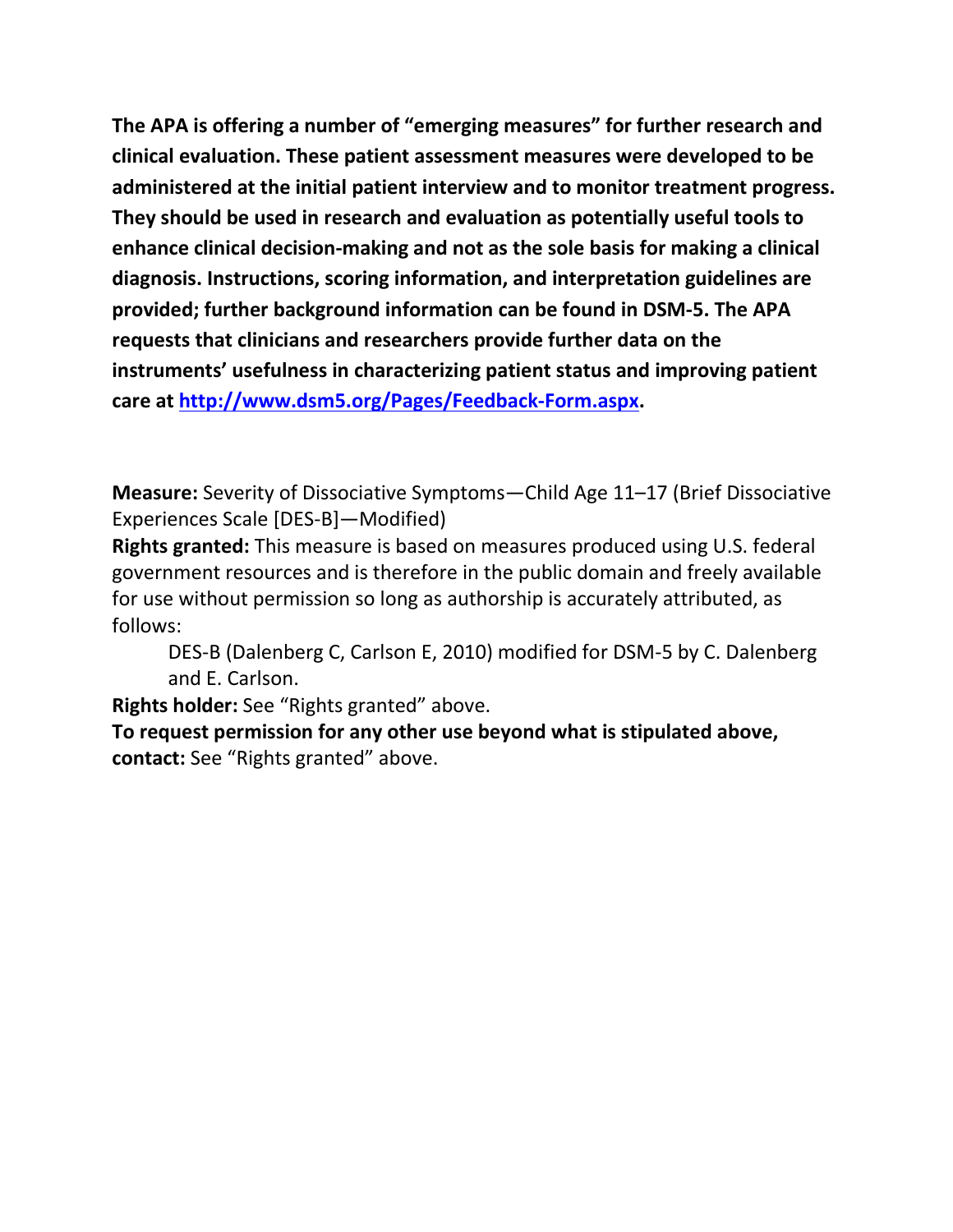**The APA is offering a number of "emerging measures" for further research and clinical evaluation. These patient assessment measures were developed to be administered at the initial patient interview and to monitor treatment progress. They should be used in research and evaluation as potentially useful tools to enhance clinical decision-making and not as the sole basis for making a clinical diagnosis. Instructions, scoring information, and interpretation guidelines are provided; further background information can be found in DSM-5. The APA requests that clinicians and researchers provide further data on the instruments' usefulness in characterizing patient status and improving patient care at [http://www.dsm5.org/Pages/Feedback-Form.aspx](http://www.dsm5.org/Pages/Feedback-Form.aspx).**

**Measure:** Severity of Dissociative Symptoms—Child Age 11–17 (Brief Dissociative Experiences Scale [DES-B]—Modified)

**Rights granted:** This measure is based on measures produced using U.S. federal government resources and is therefore in the public domain and freely available for use without permission so long as authorship is accurately attributed, as follows:

> DES-B (Dalenberg C, Carlson E, 2010) modified for DSM-5 by C. Dalenberg and E. Carlson.

**Rights holder:** See "Rights granted" above.

**To request permission for any other use beyond what is stipulated above, contact:** See "Rights granted" above.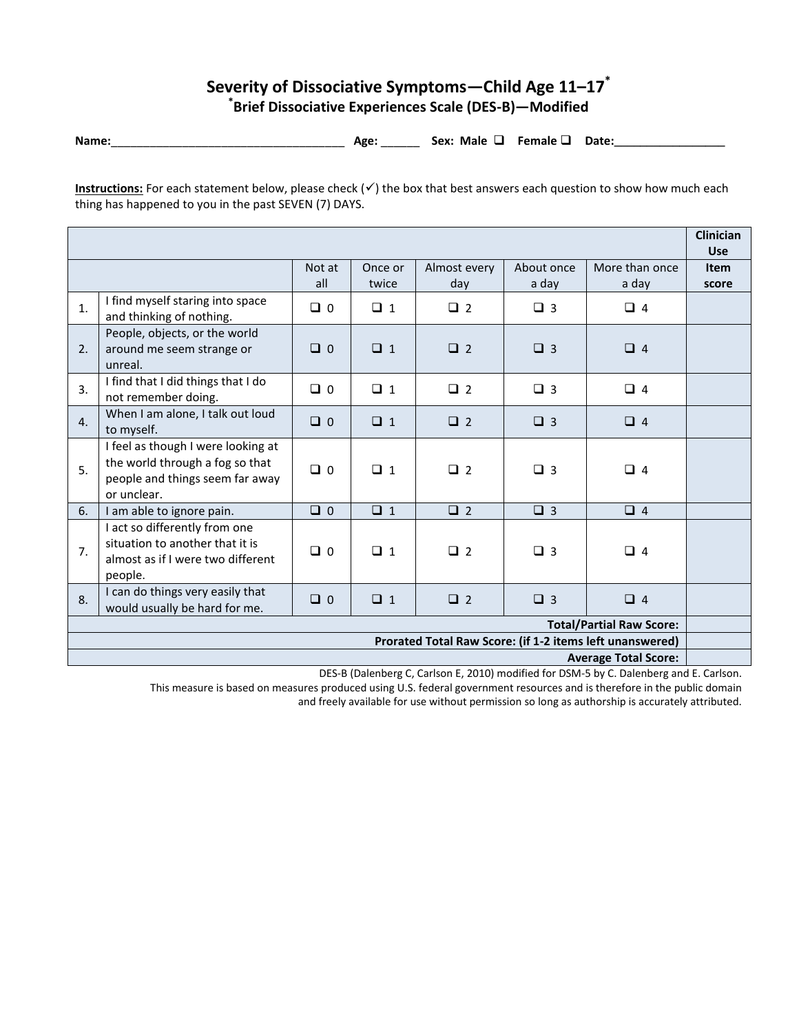# Severity of Dissociative Symptoms—Child Age 11–17*

## *Brief Dissociative Experiences Scale (DES-B)—Modified

**Name:**_____________________________________ **Age:** ______ **Sex: Male** ❑ **Female** ❑ **Date:**_________________

**Instructions:** For each statement below, please check (✓) the box that best answers each question to show how much each thing has happened to you in the past SEVEN (7) DAYS.

| | | | | | | | Clinician Use |
|---|---|---|---|---|---|---|---|
| | | Not at all | Once or twice | Almost every day | About once a day | More than once a day | Item score |
| 1. | I find myself staring into space and thinking of nothing. | ❑ 0 | ❑ 1 | ❑ 2 | ❑ 3 | ❑ 4 | |
| 2. | People, objects, or the world around me seem strange or unreal. | ❑ 0 | ❑ 1 | ❑ 2 | ❑ 3 | ❑ 4 | |
| 3. | I find that I did things that I do not remember doing. | ❑ 0 | ❑ 1 | ❑ 2 | ❑ 3 | ❑ 4 | |
| 4. | When I am alone, I talk out loud to myself. | ❑ 0 | ❑ 1 | ❑ 2 | ❑ 3 | ❑ 4 | |
| 5. | I feel as though I were looking at the world through a fog so that people and things seem far away or unclear. | ❑ 0 | ❑ 1 | ❑ 2 | ❑ 3 | ❑ 4 | |
| 6. | I am able to ignore pain. | ❑ 0 | ❑ 1 | ❑ 2 | ❑ 3 | ❑ 4 | |
| 7. | I act so differently from one situation to another that it is almost as if I were two different people. | ❑ 0 | ❑ 1 | ❑ 2 | ❑ 3 | ❑ 4 | |
| 8. | I can do things very easily that would usually be hard for me. | ❑ 0 | ❑ 1 | ❑ 2 | ❑ 3 | ❑ 4 | |
| | | | | | | **Total/Partial Raw Score:** | |
| | | | | | | **Prorated Total Raw Score: (if 1-2 items left unanswered)** | |
| | | | | | | **Average Total Score:** | |

DES-B (Dalenberg C, Carlson E, 2010) modified for DSM-5 by C. Dalenberg and E. Carlson.
This measure is based on measures produced using U.S. federal government resources and is therefore in the public domain and freely available for use without permission so long as authorship is accurately attributed.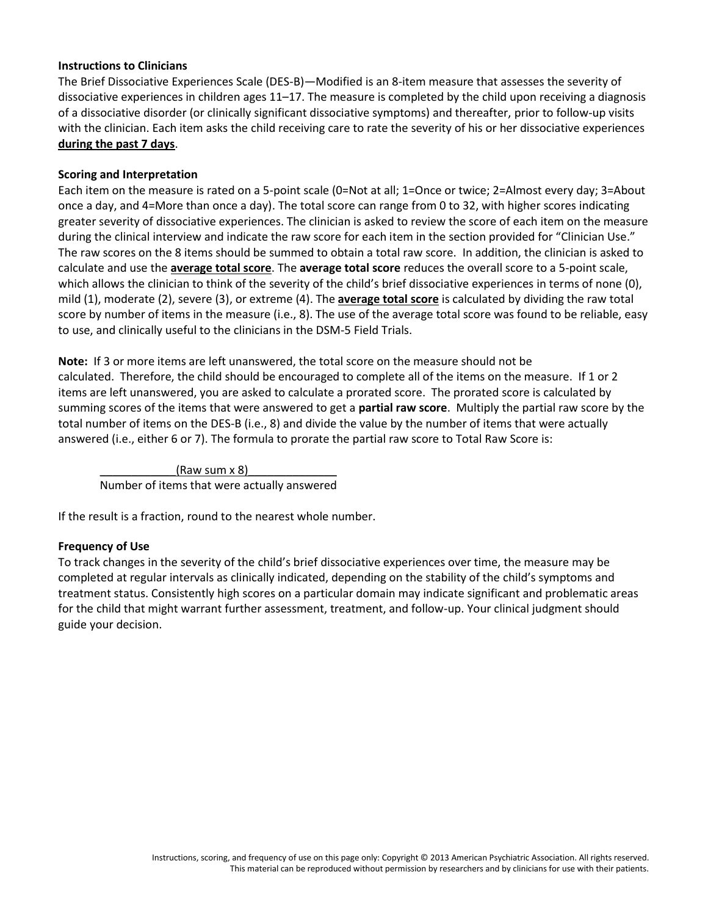**Instructions to Clinicians**

The Brief Dissociative Experiences Scale (DES-B)—Modified is an 8-item measure that assesses the severity of dissociative experiences in children ages 11–17. The measure is completed by the child upon receiving a diagnosis of a dissociative disorder (or clinically significant dissociative symptoms) and thereafter, prior to follow-up visits with the clinician. Each item asks the child receiving care to rate the severity of his or her dissociative experiences **during the past 7 days**.

**Scoring and Interpretation**

Each item on the measure is rated on a 5-point scale (0=Not at all; 1=Once or twice; 2=Almost every day; 3=About once a day, and 4=More than once a day). The total score can range from 0 to 32, with higher scores indicating greater severity of dissociative experiences. The clinician is asked to review the score of each item on the measure during the clinical interview and indicate the raw score for each item in the section provided for "Clinician Use." The raw scores on the 8 items should be summed to obtain a total raw score. In addition, the clinician is asked to calculate and use the **average total score**. The **average total score** reduces the overall score to a 5-point scale, which allows the clinician to think of the severity of the child's brief dissociative experiences in terms of none (0), mild (1), moderate (2), severe (3), or extreme (4). The **average total score** is calculated by dividing the raw total score by number of items in the measure (i.e., 8). The use of the average total score was found to be reliable, easy to use, and clinically useful to the clinicians in the DSM-5 Field Trials.

**Note:** If 3 or more items are left unanswered, the total score on the measure should not be calculated. Therefore, the child should be encouraged to complete all of the items on the measure. If 1 or 2 items are left unanswered, you are asked to calculate a prorated score. The prorated score is calculated by summing scores of the items that were answered to get a **partial raw score**. Multiply the partial raw score by the total number of items on the DES-B (i.e., 8) and divide the value by the number of items that were actually answered (i.e., either 6 or 7). The formula to prorate the partial raw score to Total Raw Score is:

$$\frac{\text{(Raw sum x 8)}}{\text{Number of items that were actually answered}}$$

If the result is a fraction, round to the nearest whole number.

**Frequency of Use**

To track changes in the severity of the child's brief dissociative experiences over time, the measure may be completed at regular intervals as clinically indicated, depending on the stability of the child's symptoms and treatment status. Consistently high scores on a particular domain may indicate significant and problematic areas for the child that might warrant further assessment, treatment, and follow-up. Your clinical judgment should guide your decision.

Instructions, scoring, and frequency of use on this page only: Copyright © 2013 American Psychiatric Association. All rights reserved.
This material can be reproduced without permission by researchers and by clinicians for use with their patients.